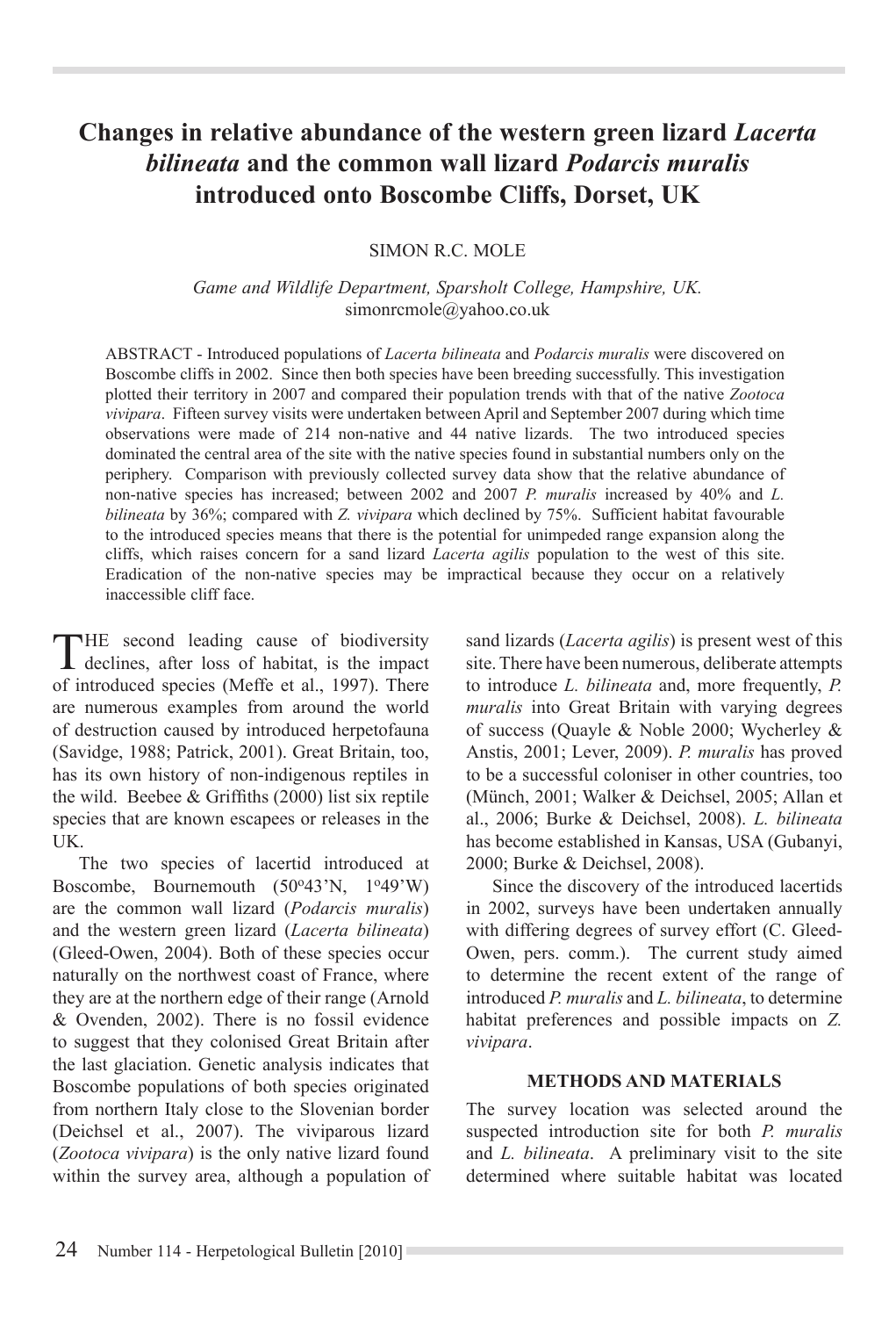# Changes in relative abundance of the western green lizard *Lacerta bilineata* and the common wall lizard *Podarcis muralis* introduced onto Boscombe Cliffs, Dorset, UK

SIMON R.C. MOLE

*Game and Wildlife Department, Sparsholt College, Hampshire, UK.*
simonrcmole@yahoo.co.uk

ABSTRACT - Introduced populations of *Lacerta bilineata* and *Podarcis muralis* were discovered on Boscombe cliffs in 2002. Since then both species have been breeding successfully. This investigation plotted their territory in 2007 and compared their population trends with that of the native *Zootoca vivipara*. Fifteen survey visits were undertaken between April and September 2007 during which time observations were made of 214 non-native and 44 native lizards. The two introduced species dominated the central area of the site with the native species found in substantial numbers only on the periphery. Comparison with previously collected survey data show that the relative abundance of non-native species has increased; between 2002 and 2007 *P. muralis* increased by 40% and *L. bilineata* by 36%; compared with *Z. vivipara* which declined by 75%. Sufficient habitat favourable to the introduced species means that there is the potential for unimpeded range expansion along the cliffs, which raises concern for a sand lizard *Lacerta agilis* population to the west of this site. Eradication of the non-native species may be impractical because they occur on a relatively inaccessible cliff face.

THE second leading cause of biodiversity declines, after loss of habitat, is the impact of introduced species (Meffe et al., 1997). There are numerous examples from around the world of destruction caused by introduced herpetofauna (Savidge, 1988; Patrick, 2001). Great Britain, too, has its own history of non-indigenous reptiles in the wild. Beebee & Griffiths (2000) list six reptile species that are known escapees or releases in the UK.

The two species of lacertid introduced at Boscombe, Bournemouth (50º43'N, 1º49'W) are the common wall lizard (*Podarcis muralis*) and the western green lizard (*Lacerta bilineata*) (Gleed-Owen, 2004). Both of these species occur naturally on the northwest coast of France, where they are at the northern edge of their range (Arnold & Ovenden, 2002). There is no fossil evidence to suggest that they colonised Great Britain after the last glaciation. Genetic analysis indicates that Boscombe populations of both species originated from northern Italy close to the Slovenian border (Deichsel et al., 2007). The viviparous lizard (*Zootoca vivipara*) is the only native lizard found within the survey area, although a population of sand lizards (*Lacerta agilis*) is present west of this site. There have been numerous, deliberate attempts to introduce *L. bilineata* and, more frequently, *P. muralis* into Great Britain with varying degrees of success (Quayle & Noble 2000; Wycherley & Anstis, 2001; Lever, 2009). *P. muralis* has proved to be a successful coloniser in other countries, too (Münch, 2001; Walker & Deichsel, 2005; Allan et al., 2006; Burke & Deichsel, 2008). *L. bilineata* has become established in Kansas, USA (Gubanyi, 2000; Burke & Deichsel, 2008).

Since the discovery of the introduced lacertids in 2002, surveys have been undertaken annually with differing degrees of survey effort (C. Gleed-Owen, pers. comm.). The current study aimed to determine the recent extent of the range of introduced *P. muralis* and *L. bilineata*, to determine habitat preferences and possible impacts on *Z. vivipara*.

## METHODS AND MATERIALS

The survey location was selected around the suspected introduction site for both *P. muralis* and *L. bilineata*. A preliminary visit to the site determined where suitable habitat was located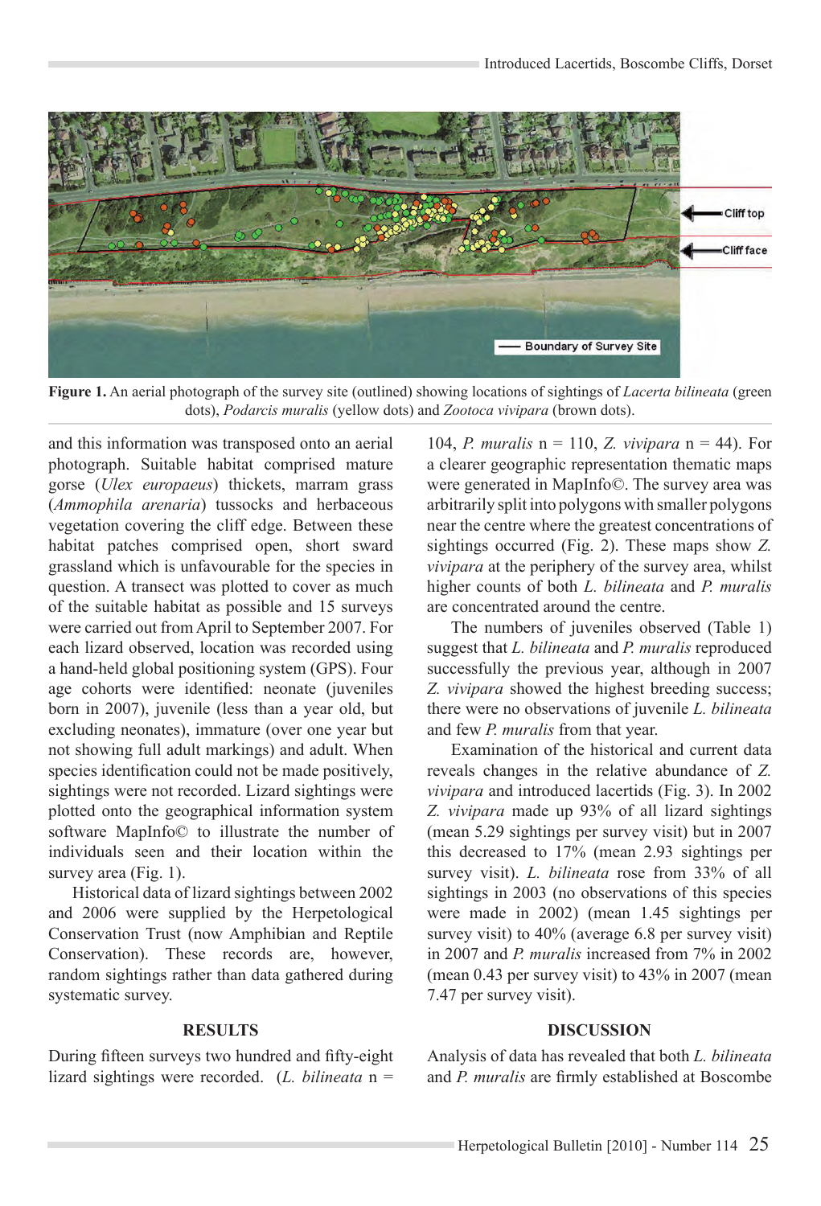**Figure 1.** An aerial photograph of the survey site (outlined) showing locations of sightings of *Lacerta bilineata* (green dots), *Podarcis muralis* (yellow dots) and *Zootoca vivipara* (brown dots).

and this information was transposed onto an aerial photograph. Suitable habitat comprised mature gorse (*Ulex europaeus*) thickets, marram grass (*Ammophila arenaria*) tussocks and herbaceous vegetation covering the cliff edge. Between these habitat patches comprised open, short sward grassland which is unfavourable for the species in question. A transect was plotted to cover as much of the suitable habitat as possible and 15 surveys were carried out from April to September 2007. For each lizard observed, location was recorded using a hand-held global positioning system (GPS). Four age cohorts were identified: neonate (juveniles born in 2007), juvenile (less than a year old, but excluding neonates), immature (over one year but not showing full adult markings) and adult. When species identification could not be made positively, sightings were not recorded. Lizard sightings were plotted onto the geographical information system software MapInfo© to illustrate the number of individuals seen and their location within the survey area (Fig. 1).

Historical data of lizard sightings between 2002 and 2006 were supplied by the Herpetological Conservation Trust (now Amphibian and Reptile Conservation). These records are, however, random sightings rather than data gathered during systematic survey.

## RESULTS

During fifteen surveys two hundred and fifty-eight lizard sightings were recorded. (*L. bilineata* n = 104, *P. muralis* n = 110, *Z. vivipara* n = 44). For a clearer geographic representation thematic maps were generated in MapInfo©. The survey area was arbitrarily split into polygons with smaller polygons near the centre where the greatest concentrations of sightings occurred (Fig. 2). These maps show *Z. vivipara* at the periphery of the survey area, whilst higher counts of both *L. bilineata* and *P. muralis* are concentrated around the centre.

The numbers of juveniles observed (Table 1) suggest that *L. bilineata* and *P. muralis* reproduced successfully the previous year, although in 2007 *Z. vivipara* showed the highest breeding success; there were no observations of juvenile *L. bilineata* and few *P. muralis* from that year.

Examination of the historical and current data reveals changes in the relative abundance of *Z. vivipara* and introduced lacertids (Fig. 3). In 2002 *Z. vivipara* made up 93% of all lizard sightings (mean 5.29 sightings per survey visit) but in 2007 this decreased to 17% (mean 2.93 sightings per survey visit). *L. bilineata* rose from 33% of all sightings in 2003 (no observations of this species were made in 2002) (mean 1.45 sightings per survey visit) to 40% (average 6.8 per survey visit) in 2007 and *P. muralis* increased from 7% in 2002 (mean 0.43 per survey visit) to 43% in 2007 (mean 7.47 per survey visit).

## DISCUSSION

Analysis of data has revealed that both *L. bilineata* and *P. muralis* are firmly established at Boscombe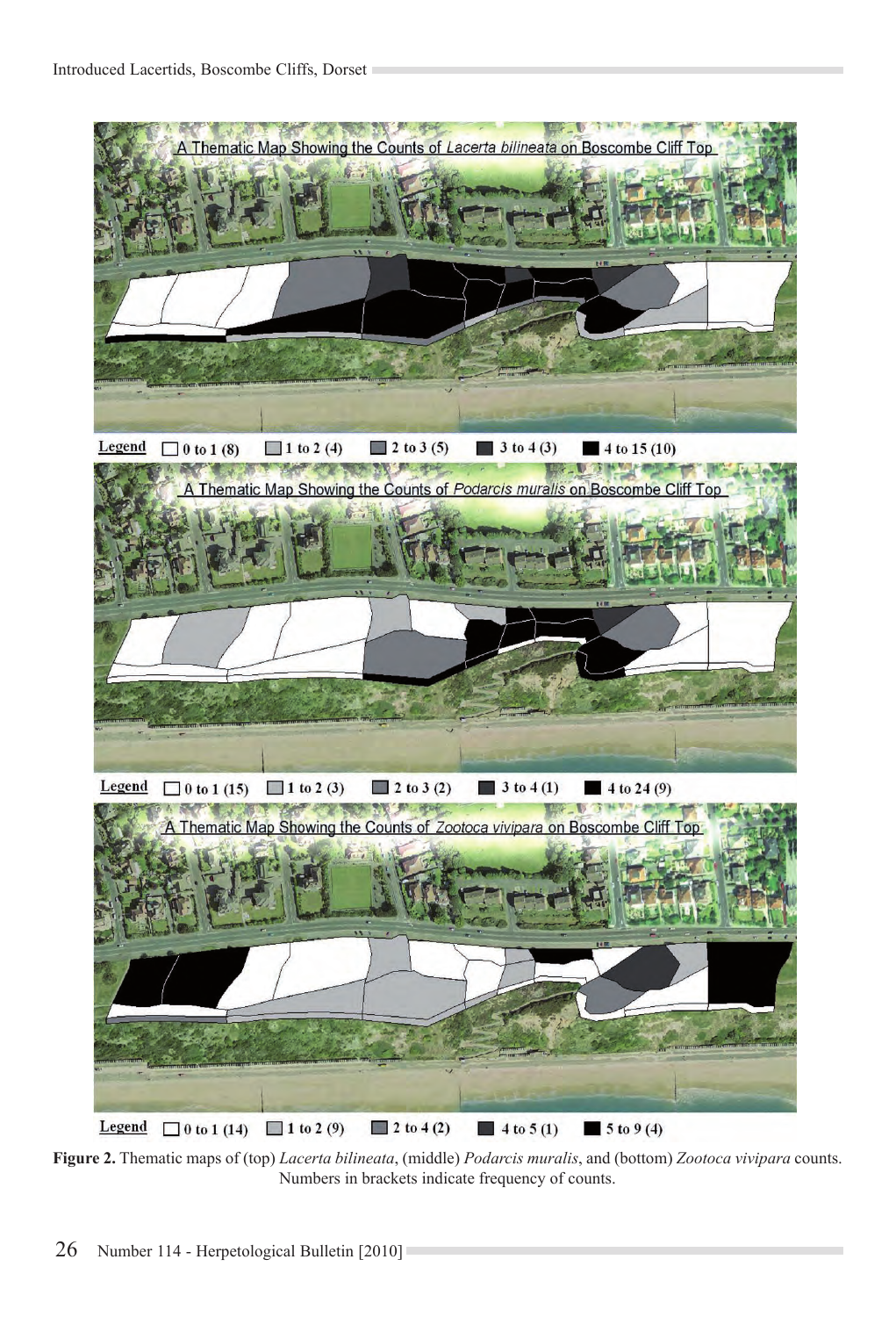A Thematic Map Showing the Counts of *Lacerta bilineata* on Boscombe Cliff Top

Legend: 0 to 1 (8) | 1 to 2 (4) | 2 to 3 (5) | 3 to 4 (3) | 4 to 15 (10)

A Thematic Map Showing the Counts of *Podarcis muralis* on Boscombe Cliff Top

Legend: 0 to 1 (15) | 1 to 2 (3) | 2 to 3 (2) | 3 to 4 (1) | 4 to 24 (9)

A Thematic Map Showing the Counts of *Zootoca vivipara* on Boscombe Cliff Top

Legend: 0 to 1 (14) | 1 to 2 (9) | 2 to 4 (2) | 4 to 5 (1) | 5 to 9 (4)

**Figure 2.** Thematic maps of (top) *Lacerta bilineata*, (middle) *Podarcis muralis*, and (bottom) *Zootoca vivipara* counts. Numbers in brackets indicate frequency of counts.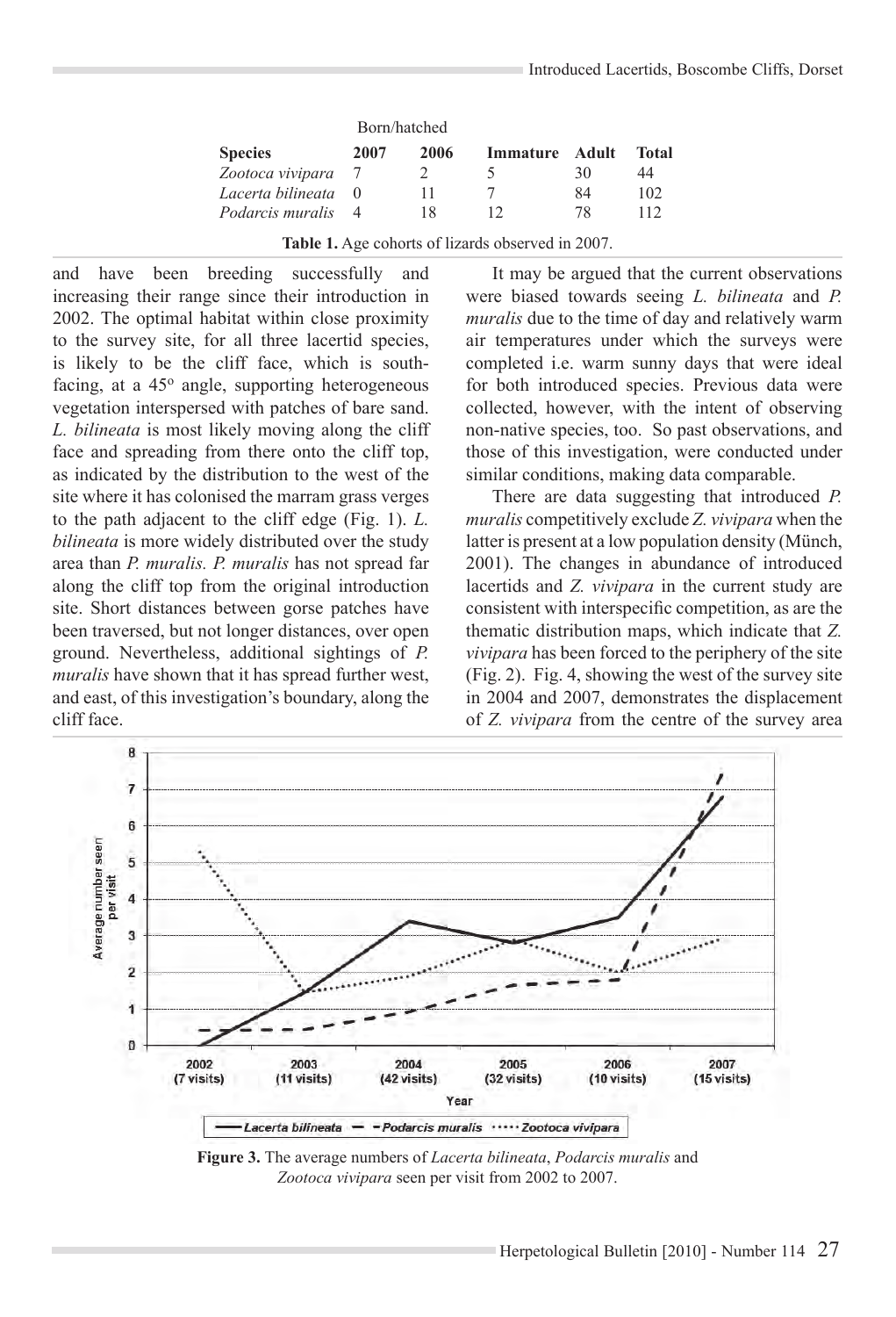| Species | Born/hatched 2007 | 2006 | Immature | Adult | Total |
|---|---|---|---|---|---|
| *Zootoca vivipara* | 7 | 2 | 5 | 30 | 44 |
| *Lacerta bilineata* | 0 | 11 | 7 | 84 | 102 |
| *Podarcis muralis* | 4 | 18 | 12 | 78 | 112 |

**Table 1.** Age cohorts of lizards observed in 2007.

and have been breeding successfully and increasing their range since their introduction in 2002. The optimal habitat within close proximity to the survey site, for all three lacertid species, is likely to be the cliff face, which is south-facing, at a 45° angle, supporting heterogeneous vegetation interspersed with patches of bare sand. *L. bilineata* is most likely moving along the cliff face and spreading from there onto the cliff top, as indicated by the distribution to the west of the site where it has colonised the marram grass verges to the path adjacent to the cliff edge (Fig. 1). *L. bilineata* is more widely distributed over the study area than *P. muralis*. *P. muralis* has not spread far along the cliff top from the original introduction site. Short distances between gorse patches have been traversed, but not longer distances, over open ground. Nevertheless, additional sightings of *P. muralis* have shown that it has spread further west, and east, of this investigation's boundary, along the cliff face.

It may be argued that the current observations were biased towards seeing *L. bilineata* and *P. muralis* due to the time of day and relatively warm air temperatures under which the surveys were completed i.e. warm sunny days that were ideal for both introduced species. Previous data were collected, however, with the intent of observing non-native species, too. So past observations, and those of this investigation, were conducted under similar conditions, making data comparable.

There are data suggesting that introduced *P. muralis* competitively exclude *Z. vivipara* when the latter is present at a low population density (Münch, 2001). The changes in abundance of introduced lacertids and *Z. vivipara* in the current study are consistent with interspecific competition, as are the thematic distribution maps, which indicate that *Z. vivipara* has been forced to the periphery of the site (Fig. 2). Fig. 4, showing the west of the survey site in 2004 and 2007, demonstrates the displacement of *Z. vivipara* from the centre of the survey area

**Figure 3.** The average numbers of *Lacerta bilineata*, *Podarcis muralis* and *Zootoca vivipara* seen per visit from 2002 to 2007.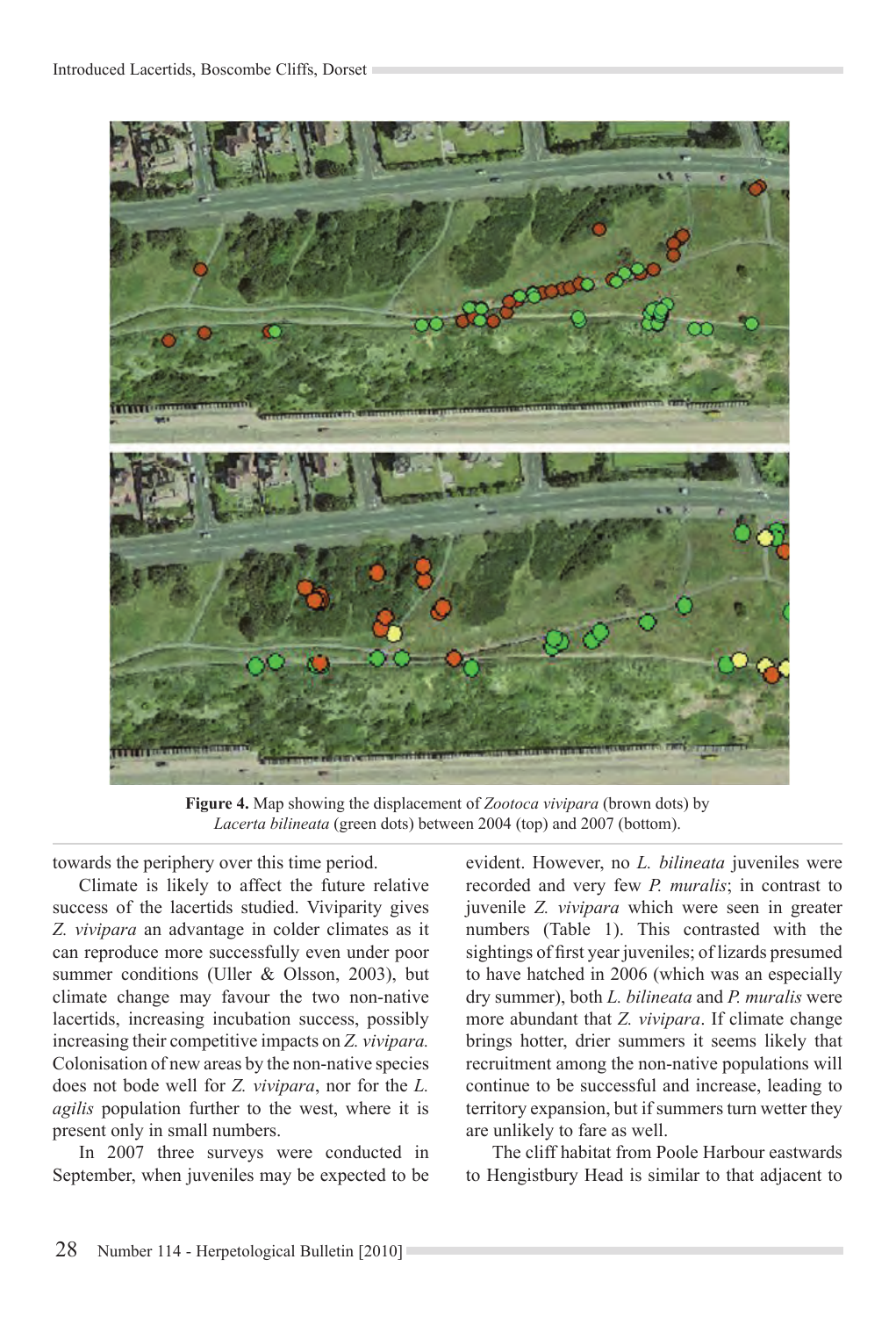**Figure 4.** Map showing the displacement of *Zootoca vivipara* (brown dots) by *Lacerta bilineata* (green dots) between 2004 (top) and 2007 (bottom).

towards the periphery over this time period.

Climate is likely to affect the future relative success of the lacertids studied. Viviparity gives *Z. vivipara* an advantage in colder climates as it can reproduce more successfully even under poor summer conditions (Uller & Olsson, 2003), but climate change may favour the two non-native lacertids, increasing incubation success, possibly increasing their competitive impacts on *Z. vivipara.* Colonisation of new areas by the non-native species does not bode well for *Z. vivipara*, nor for the *L. agilis* population further to the west, where it is present only in small numbers.

In 2007 three surveys were conducted in September, when juveniles may be expected to be evident. However, no *L. bilineata* juveniles were recorded and very few *P. muralis*; in contrast to juvenile *Z. vivipara* which were seen in greater numbers (Table 1). This contrasted with the sightings of first year juveniles; of lizards presumed to have hatched in 2006 (which was an especially dry summer), both *L. bilineata* and *P. muralis* were more abundant that *Z. vivipara*. If climate change brings hotter, drier summers it seems likely that recruitment among the non-native populations will continue to be successful and increase, leading to territory expansion, but if summers turn wetter they are unlikely to fare as well.

The cliff habitat from Poole Harbour eastwards to Hengistbury Head is similar to that adjacent to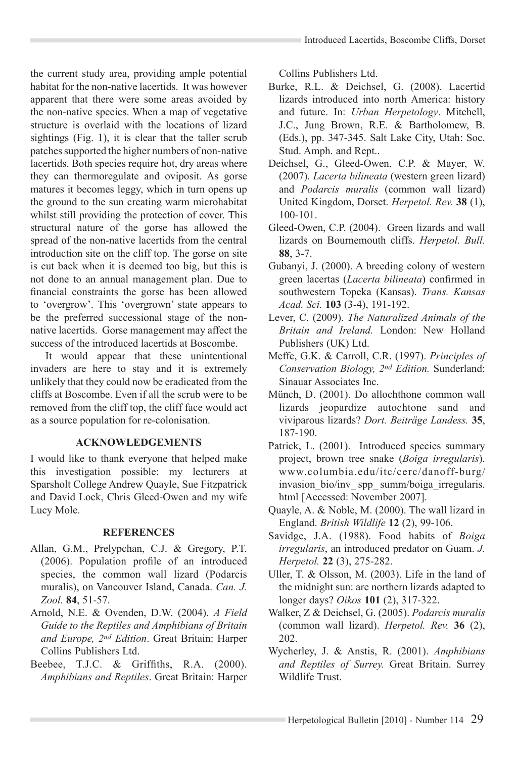the current study area, providing ample potential habitat for the non-native lacertids. It was however apparent that there were some areas avoided by the non-native species. When a map of vegetative structure is overlaid with the locations of lizard sightings (Fig. 1), it is clear that the taller scrub patches supported the higher numbers of non-native lacertids. Both species require hot, dry areas where they can thermoregulate and oviposit. As gorse matures it becomes leggy, which in turn opens up the ground to the sun creating warm microhabitat whilst still providing the protection of cover. This structural nature of the gorse has allowed the spread of the non-native lacertids from the central introduction site on the cliff top. The gorse on site is cut back when it is deemed too big, but this is not done to an annual management plan. Due to financial constraints the gorse has been allowed to 'overgrow'. This 'overgrown' state appears to be the preferred successional stage of the non-native lacertids. Gorse management may affect the success of the introduced lacertids at Boscombe.

It would appear that these unintentional invaders are here to stay and it is extremely unlikely that they could now be eradicated from the cliffs at Boscombe. Even if all the scrub were to be removed from the cliff top, the cliff face would act as a source population for re-colonisation.

## ACKNOWLEDGEMENTS

I would like to thank everyone that helped make this investigation possible: my lecturers at Sparsholt College Andrew Quayle, Sue Fitzpatrick and David Lock, Chris Gleed-Owen and my wife Lucy Mole.

## REFERENCES

Allan, G.M., Prelypchan, C.J. & Gregory, P.T. (2006). Population profile of an introduced species, the common wall lizard (Podarcis muralis), on Vancouver Island, Canada. *Can. J. Zool.* **84**, 51-57.

Arnold, N.E. & Ovenden, D.W. (2004). *A Field Guide to the Reptiles and Amphibians of Britain and Europe, 2nd Edition*. Great Britain: Harper Collins Publishers Ltd.

Beebee, T.J.C. & Griffiths, R.A. (2000). *Amphibians and Reptiles*. Great Britain: Harper Collins Publishers Ltd.

Burke, R.L. & Deichsel, G. (2008). Lacertid lizards introduced into north America: history and future. In: *Urban Herpetology*. Mitchell, J.C., Jung Brown, R.E. & Bartholomew, B. (Eds.), pp. 347-345. Salt Lake City, Utah: Soc. Stud. Amph. and Rept..

Deichsel, G., Gleed-Owen, C.P. & Mayer, W. (2007). *Lacerta bilineata* (western green lizard) and *Podarcis muralis* (common wall lizard) United Kingdom, Dorset. *Herpetol. Rev.* **38** (1), 100-101.

Gleed-Owen, C.P. (2004). Green lizards and wall lizards on Bournemouth cliffs. *Herpetol. Bull.* **88**, 3-7.

Gubanyi, J. (2000). A breeding colony of western green lacertas (*Lacerta bilineata*) confirmed in southwestern Topeka (Kansas). *Trans. Kansas Acad. Sci.* **103** (3-4), 191-192.

Lever, C. (2009). *The Naturalized Animals of the Britain and Ireland.* London: New Holland Publishers (UK) Ltd.

Meffe, G.K. & Carroll, C.R. (1997). *Principles of Conservation Biology, 2nd Edition.* Sunderland: Sinauar Associates Inc.

Münch, D. (2001). Do allochthone common wall lizards jeopardize autochtone sand and viviparous lizards? *Dort. Beiträge Landess.* **35**, 187-190.

Patrick, L. (2001). Introduced species summary project, brown tree snake (*Boiga irregularis*). www.columbia.edu/itc/cerc/danoff-burg/invasion_bio/inv_ spp_ summ/boiga_irregularis.html [Accessed: November 2007].

Quayle, A. & Noble, M. (2000). The wall lizard in England. *British Wildlife* **12** (2), 99-106.

Savidge, J.A. (1988). Food habits of *Boiga irregularis*, an introduced predator on Guam. *J. Herpetol.* **22** (3), 275-282.

Uller, T. & Olsson, M. (2003). Life in the land of the midnight sun: are northern lizards adapted to longer days? *Oikos* **101** (2), 317-322.

Walker, Z & Deichsel, G. (2005). *Podarcis muralis* (common wall lizard). *Herpetol. Rev.* **36** (2), 202.

Wycherley, J. & Anstis, R. (2001). *Amphibians and Reptiles of Surrey.* Great Britain. Surrey Wildlife Trust.